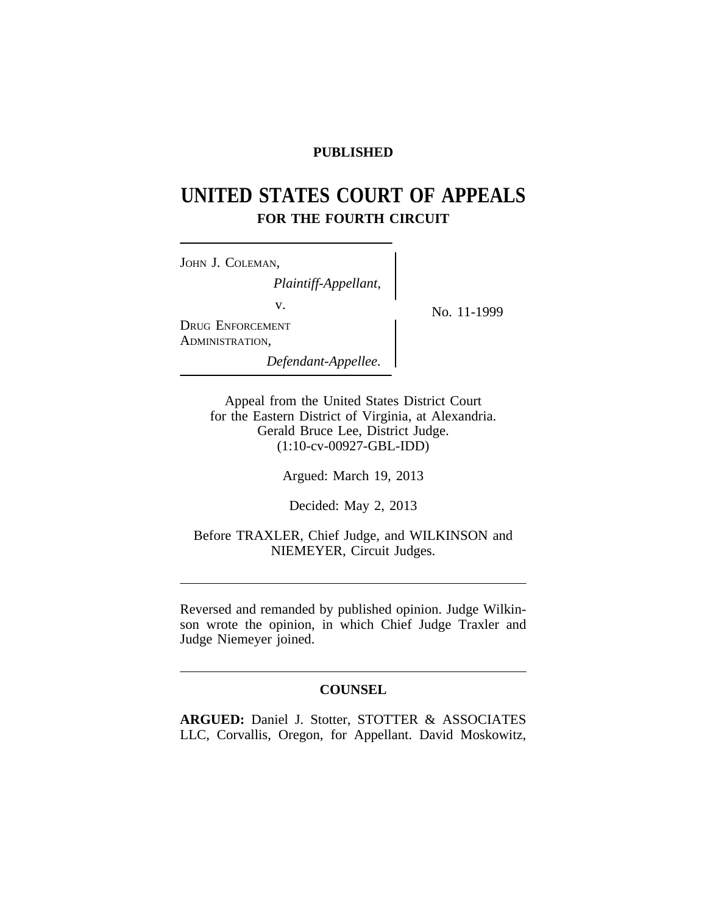**PUBLISHED**

# UNITED STATES COURT OF APPEALS
## FOR THE FOURTH CIRCUIT

JOHN J. COLEMAN,
*Plaintiff-Appellant,*

v.

DRUG ENFORCEMENT ADMINISTRATION,
*Defendant-Appellee.*

No. 11-1999

Appeal from the United States District Court
for the Eastern District of Virginia, at Alexandria.
Gerald Bruce Lee, District Judge.
(1:10-cv-00927-GBL-IDD)

Argued: March 19, 2013

Decided: May 2, 2013

Before TRAXLER, Chief Judge, and WILKINSON and NIEMEYER, Circuit Judges.

---

Reversed and remanded by published opinion. Judge Wilkinson wrote the opinion, in which Chief Judge Traxler and Judge Niemeyer joined.

---

**COUNSEL**

**ARGUED:** Daniel J. Stotter, STOTTER & ASSOCIATES LLC, Corvallis, Oregon, for Appellant. David Moskowitz,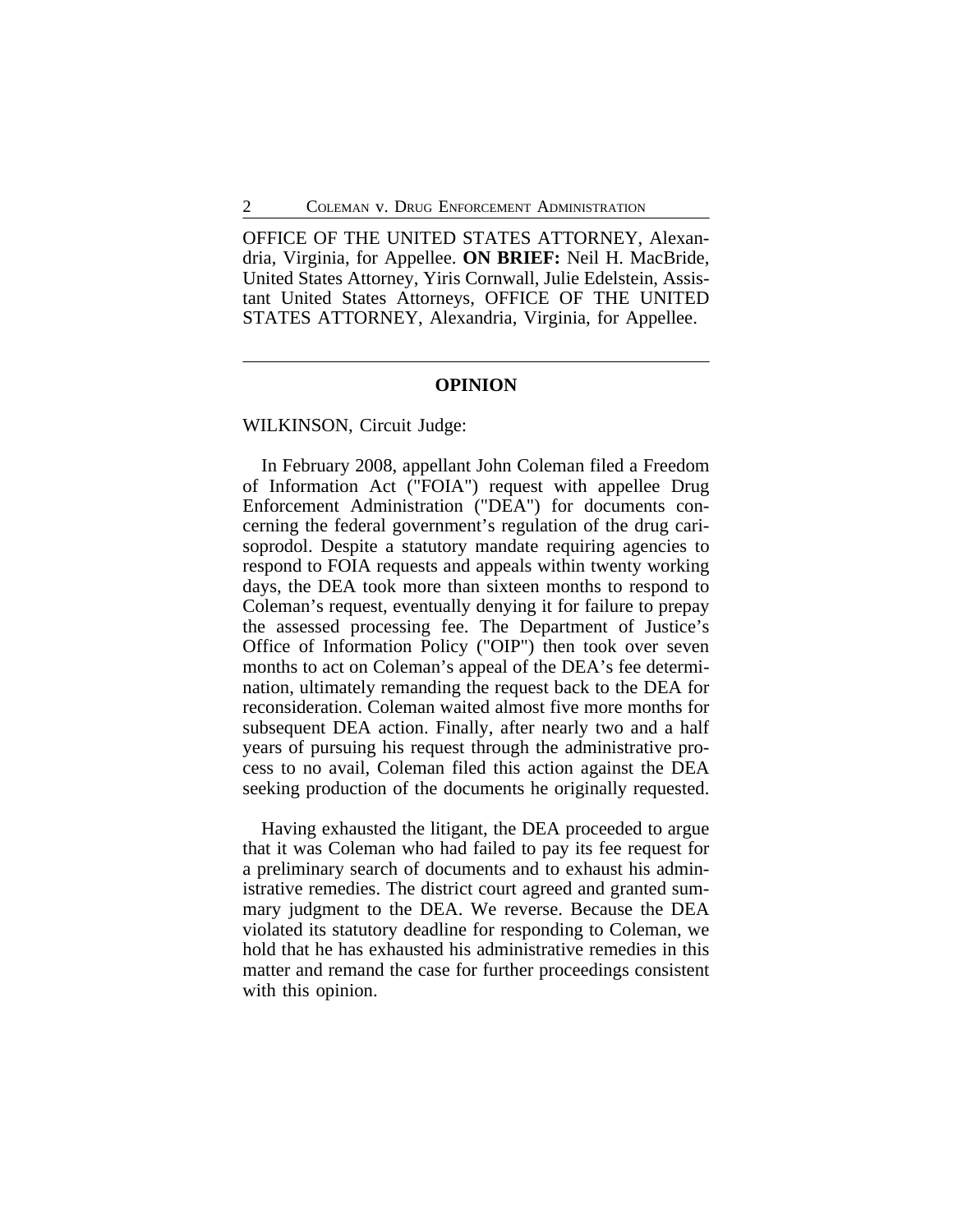OFFICE OF THE UNITED STATES ATTORNEY, Alexandria, Virginia, for Appellee. **ON BRIEF:** Neil H. MacBride, United States Attorney, Yiris Cornwall, Julie Edelstein, Assistant United States Attorneys, OFFICE OF THE UNITED STATES ATTORNEY, Alexandria, Virginia, for Appellee.

---

**OPINION**

WILKINSON, Circuit Judge:

In February 2008, appellant John Coleman filed a Freedom of Information Act ("FOIA") request with appellee Drug Enforcement Administration ("DEA") for documents concerning the federal government's regulation of the drug carisoprodol. Despite a statutory mandate requiring agencies to respond to FOIA requests and appeals within twenty working days, the DEA took more than sixteen months to respond to Coleman's request, eventually denying it for failure to prepay the assessed processing fee. The Department of Justice's Office of Information Policy ("OIP") then took over seven months to act on Coleman's appeal of the DEA's fee determination, ultimately remanding the request back to the DEA for reconsideration. Coleman waited almost five more months for subsequent DEA action. Finally, after nearly two and a half years of pursuing his request through the administrative process to no avail, Coleman filed this action against the DEA seeking production of the documents he originally requested.

Having exhausted the litigant, the DEA proceeded to argue that it was Coleman who had failed to pay its fee request for a preliminary search of documents and to exhaust his administrative remedies. The district court agreed and granted summary judgment to the DEA. We reverse. Because the DEA violated its statutory deadline for responding to Coleman, we hold that he has exhausted his administrative remedies in this matter and remand the case for further proceedings consistent with this opinion.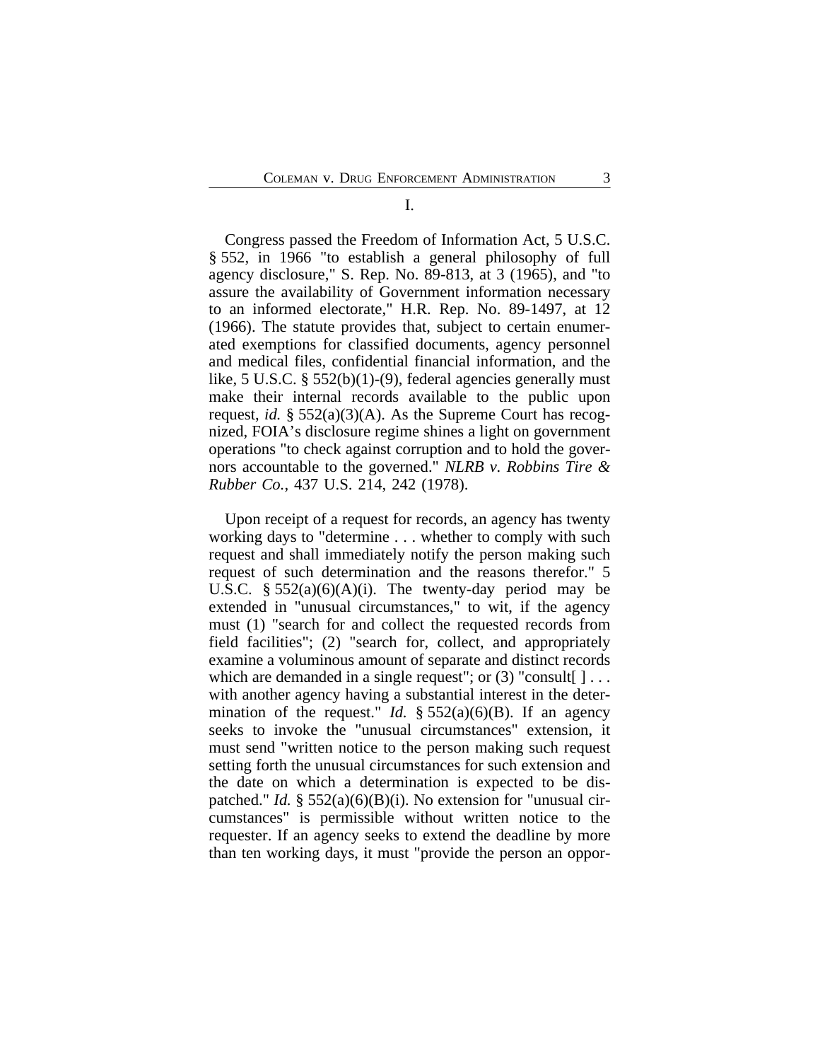## I.

Congress passed the Freedom of Information Act, 5 U.S.C. § 552, in 1966 "to establish a general philosophy of full agency disclosure," S. Rep. No. 89-813, at 3 (1965), and "to assure the availability of Government information necessary to an informed electorate," H.R. Rep. No. 89-1497, at 12 (1966). The statute provides that, subject to certain enumerated exemptions for classified documents, agency personnel and medical files, confidential financial information, and the like, 5 U.S.C. § 552(b)(1)-(9), federal agencies generally must make their internal records available to the public upon request, *id.* § 552(a)(3)(A). As the Supreme Court has recognized, FOIA's disclosure regime shines a light on government operations "to check against corruption and to hold the governors accountable to the governed." *NLRB v. Robbins Tire & Rubber Co.*, 437 U.S. 214, 242 (1978).

Upon receipt of a request for records, an agency has twenty working days to "determine . . . whether to comply with such request and shall immediately notify the person making such request of such determination and the reasons therefor." 5 U.S.C. § 552(a)(6)(A)(i). The twenty-day period may be extended in "unusual circumstances," to wit, if the agency must (1) "search for and collect the requested records from field facilities"; (2) "search for, collect, and appropriately examine a voluminous amount of separate and distinct records which are demanded in a single request"; or (3) "consult[ ] . . . with another agency having a substantial interest in the determination of the request." *Id.* § 552(a)(6)(B). If an agency seeks to invoke the "unusual circumstances" extension, it must send "written notice to the person making such request setting forth the unusual circumstances for such extension and the date on which a determination is expected to be dispatched." *Id.* § 552(a)(6)(B)(i). No extension for "unusual circumstances" is permissible without written notice to the requester. If an agency seeks to extend the deadline by more than ten working days, it must "provide the person an oppor-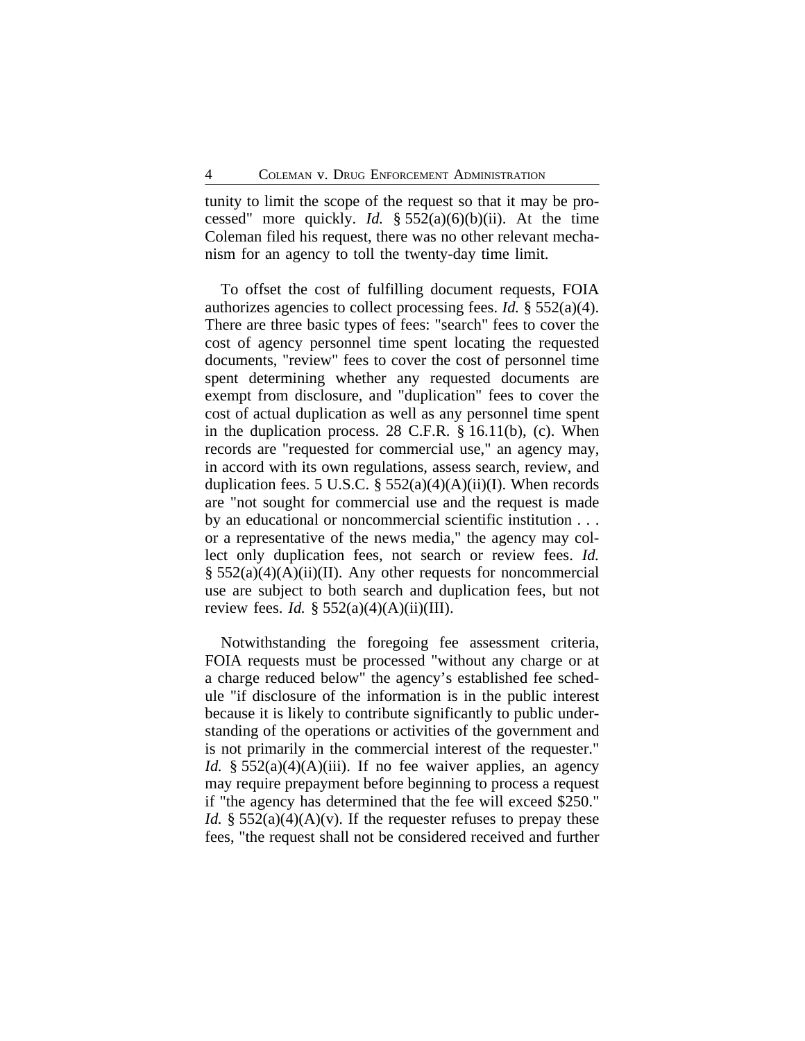tunity to limit the scope of the request so that it may be processed" more quickly. *Id.* § 552(a)(6)(b)(ii). At the time Coleman filed his request, there was no other relevant mechanism for an agency to toll the twenty-day time limit.

To offset the cost of fulfilling document requests, FOIA authorizes agencies to collect processing fees. *Id.* § 552(a)(4). There are three basic types of fees: "search" fees to cover the cost of agency personnel time spent locating the requested documents, "review" fees to cover the cost of personnel time spent determining whether any requested documents are exempt from disclosure, and "duplication" fees to cover the cost of actual duplication as well as any personnel time spent in the duplication process. 28 C.F.R. § 16.11(b), (c). When records are "requested for commercial use," an agency may, in accord with its own regulations, assess search, review, and duplication fees. 5 U.S.C. § 552(a)(4)(A)(ii)(I). When records are "not sought for commercial use and the request is made by an educational or noncommercial scientific institution . . . or a representative of the news media," the agency may collect only duplication fees, not search or review fees. *Id.* § 552(a)(4)(A)(ii)(II). Any other requests for noncommercial use are subject to both search and duplication fees, but not review fees. *Id.* § 552(a)(4)(A)(ii)(III).

Notwithstanding the foregoing fee assessment criteria, FOIA requests must be processed "without any charge or at a charge reduced below" the agency's established fee schedule "if disclosure of the information is in the public interest because it is likely to contribute significantly to public understanding of the operations or activities of the government and is not primarily in the commercial interest of the requester." *Id.* § 552(a)(4)(A)(iii). If no fee waiver applies, an agency may require prepayment before beginning to process a request if "the agency has determined that the fee will exceed $250." *Id.* § 552(a)(4)(A)(v). If the requester refuses to prepay these fees, "the request shall not be considered received and further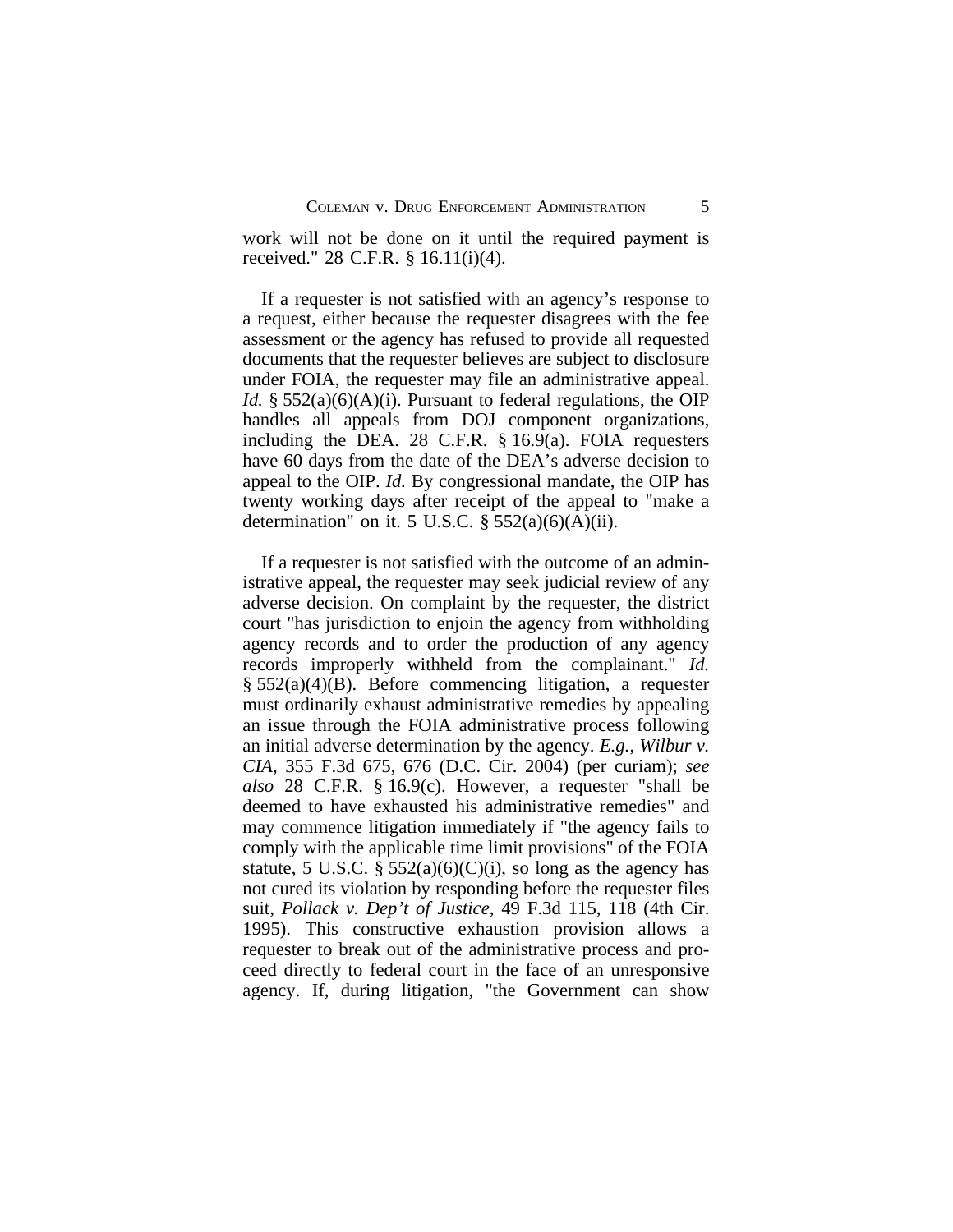work will not be done on it until the required payment is received." 28 C.F.R. § 16.11(i)(4).

If a requester is not satisfied with an agency's response to a request, either because the requester disagrees with the fee assessment or the agency has refused to provide all requested documents that the requester believes are subject to disclosure under FOIA, the requester may file an administrative appeal. *Id.* § 552(a)(6)(A)(i). Pursuant to federal regulations, the OIP handles all appeals from DOJ component organizations, including the DEA. 28 C.F.R. § 16.9(a). FOIA requesters have 60 days from the date of the DEA's adverse decision to appeal to the OIP. *Id.* By congressional mandate, the OIP has twenty working days after receipt of the appeal to "make a determination" on it. 5 U.S.C. § 552(a)(6)(A)(ii).

If a requester is not satisfied with the outcome of an administrative appeal, the requester may seek judicial review of any adverse decision. On complaint by the requester, the district court "has jurisdiction to enjoin the agency from withholding agency records and to order the production of any agency records improperly withheld from the complainant." *Id.* § 552(a)(4)(B). Before commencing litigation, a requester must ordinarily exhaust administrative remedies by appealing an issue through the FOIA administrative process following an initial adverse determination by the agency. *E.g.*, *Wilbur v. CIA*, 355 F.3d 675, 676 (D.C. Cir. 2004) (per curiam); *see also* 28 C.F.R. § 16.9(c). However, a requester "shall be deemed to have exhausted his administrative remedies" and may commence litigation immediately if "the agency fails to comply with the applicable time limit provisions" of the FOIA statute, 5 U.S.C. § 552(a)(6)(C)(i), so long as the agency has not cured its violation by responding before the requester files suit, *Pollack v. Dep't of Justice*, 49 F.3d 115, 118 (4th Cir. 1995). This constructive exhaustion provision allows a requester to break out of the administrative process and proceed directly to federal court in the face of an unresponsive agency. If, during litigation, "the Government can show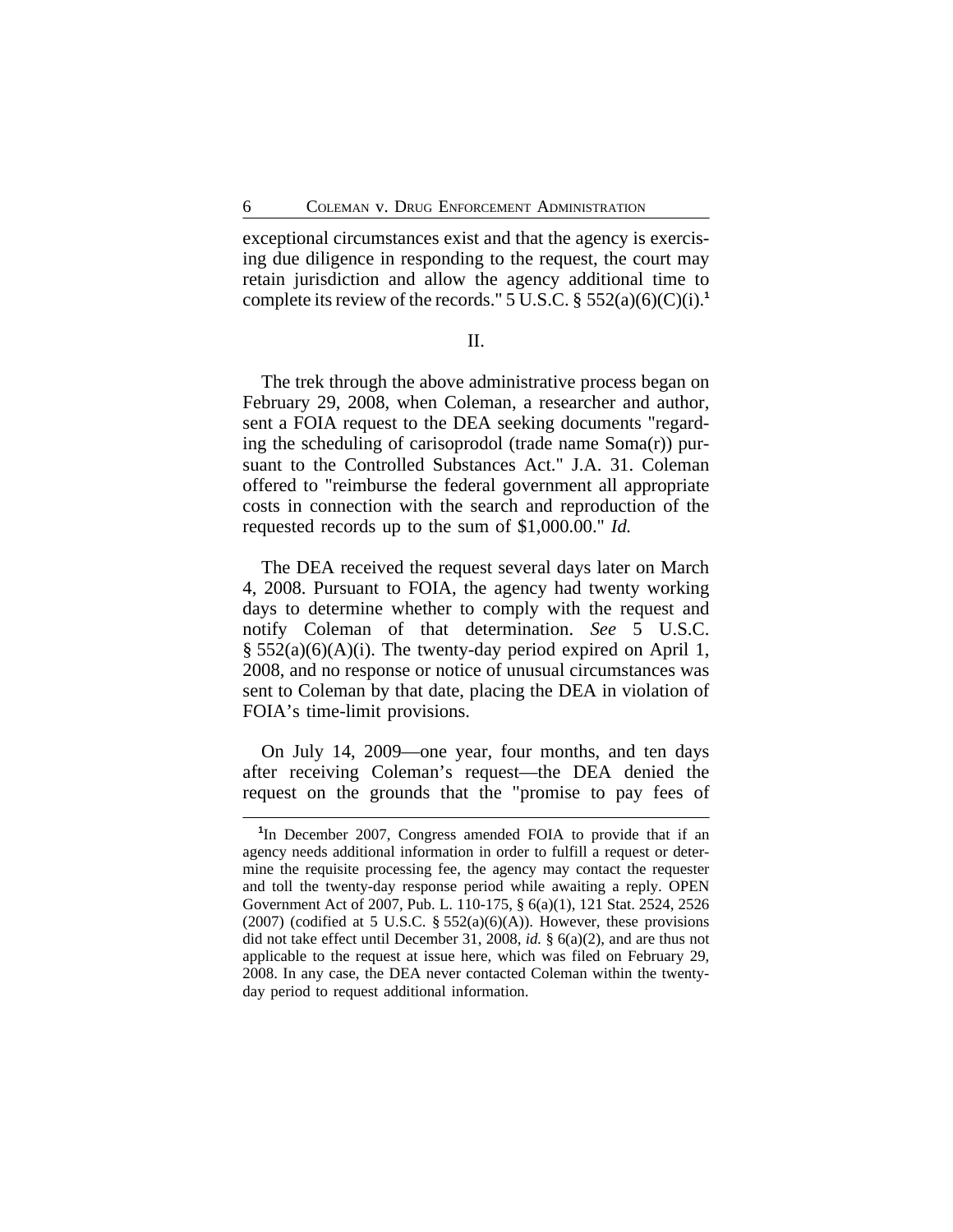exceptional circumstances exist and that the agency is exercising due diligence in responding to the request, the court may retain jurisdiction and allow the agency additional time to complete its review of the records." 5 U.S.C. § 552(a)(6)(C)(i).[1]

## II.

The trek through the above administrative process began on February 29, 2008, when Coleman, a researcher and author, sent a FOIA request to the DEA seeking documents "regarding the scheduling of carisoprodol (trade name Soma(r)) pursuant to the Controlled Substances Act." J.A. 31. Coleman offered to "reimburse the federal government all appropriate costs in connection with the search and reproduction of the requested records up to the sum of $1,000.00." *Id.*

The DEA received the request several days later on March 4, 2008. Pursuant to FOIA, the agency had twenty working days to determine whether to comply with the request and notify Coleman of that determination. *See* 5 U.S.C. § 552(a)(6)(A)(i). The twenty-day period expired on April 1, 2008, and no response or notice of unusual circumstances was sent to Coleman by that date, placing the DEA in violation of FOIA's time-limit provisions.

On July 14, 2009—one year, four months, and ten days after receiving Coleman's request—the DEA denied the request on the grounds that the "promise to pay fees of

[1]In December 2007, Congress amended FOIA to provide that if an agency needs additional information in order to fulfill a request or determine the requisite processing fee, the agency may contact the requester and toll the twenty-day response period while awaiting a reply. OPEN Government Act of 2007, Pub. L. 110-175, § 6(a)(1), 121 Stat. 2524, 2526 (2007) (codified at 5 U.S.C. § 552(a)(6)(A)). However, these provisions did not take effect until December 31, 2008, *id.* § 6(a)(2), and are thus not applicable to the request at issue here, which was filed on February 29, 2008. In any case, the DEA never contacted Coleman within the twenty-day period to request additional information.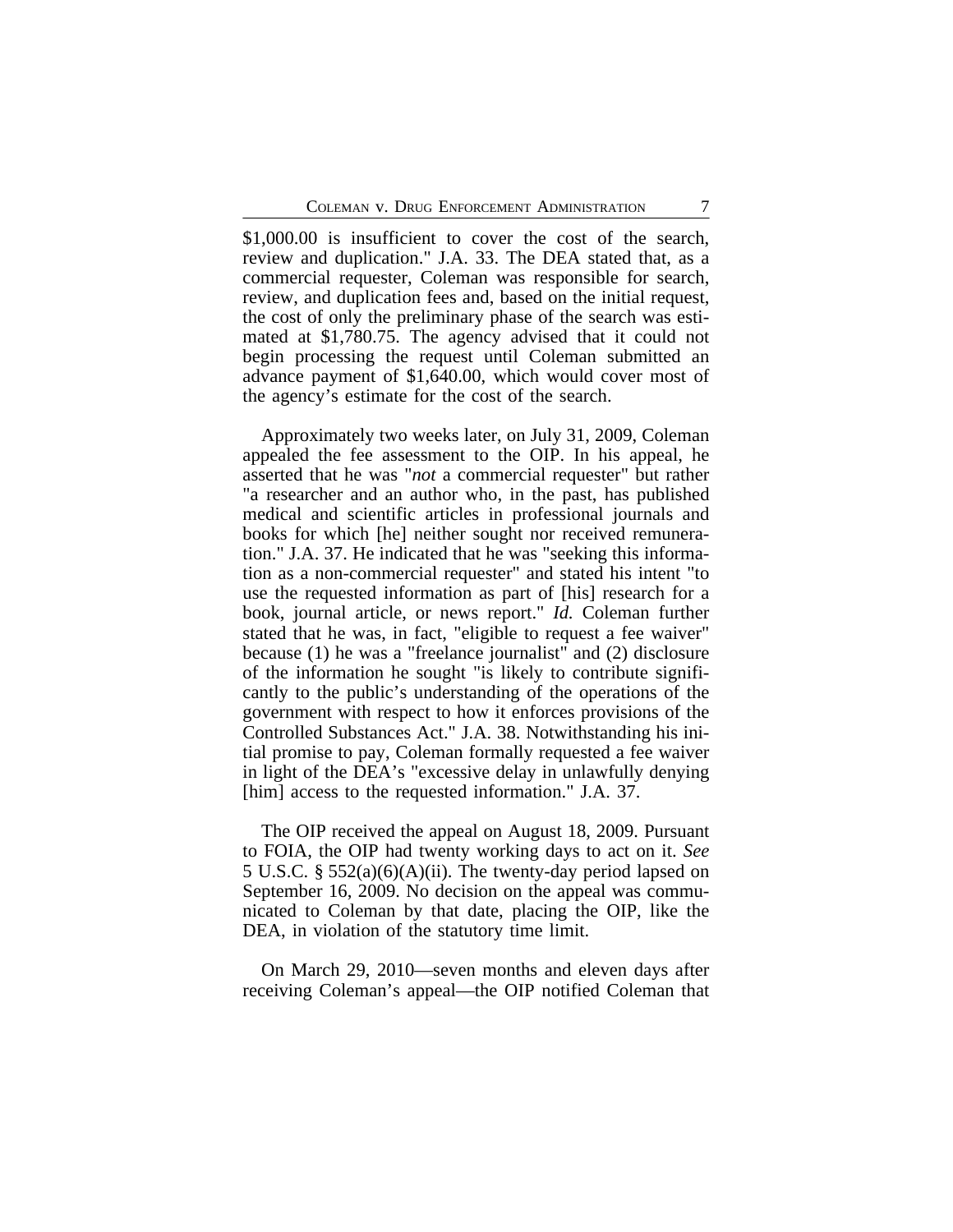$1,000.00 is insufficient to cover the cost of the search, review and duplication." J.A. 33. The DEA stated that, as a commercial requester, Coleman was responsible for search, review, and duplication fees and, based on the initial request, the cost of only the preliminary phase of the search was estimated at $1,780.75. The agency advised that it could not begin processing the request until Coleman submitted an advance payment of $1,640.00, which would cover most of the agency's estimate for the cost of the search.

Approximately two weeks later, on July 31, 2009, Coleman appealed the fee assessment to the OIP. In his appeal, he asserted that he was "*not* a commercial requester" but rather "a researcher and an author who, in the past, has published medical and scientific articles in professional journals and books for which [he] neither sought nor received remuneration." J.A. 37. He indicated that he was "seeking this information as a non-commercial requester" and stated his intent "to use the requested information as part of [his] research for a book, journal article, or news report." *Id.* Coleman further stated that he was, in fact, "eligible to request a fee waiver" because (1) he was a "freelance journalist" and (2) disclosure of the information he sought "is likely to contribute significantly to the public's understanding of the operations of the government with respect to how it enforces provisions of the Controlled Substances Act." J.A. 38. Notwithstanding his initial promise to pay, Coleman formally requested a fee waiver in light of the DEA's "excessive delay in unlawfully denying [him] access to the requested information." J.A. 37.

The OIP received the appeal on August 18, 2009. Pursuant to FOIA, the OIP had twenty working days to act on it. *See* 5 U.S.C. § 552(a)(6)(A)(ii). The twenty-day period lapsed on September 16, 2009. No decision on the appeal was communicated to Coleman by that date, placing the OIP, like the DEA, in violation of the statutory time limit.

On March 29, 2010—seven months and eleven days after receiving Coleman's appeal—the OIP notified Coleman that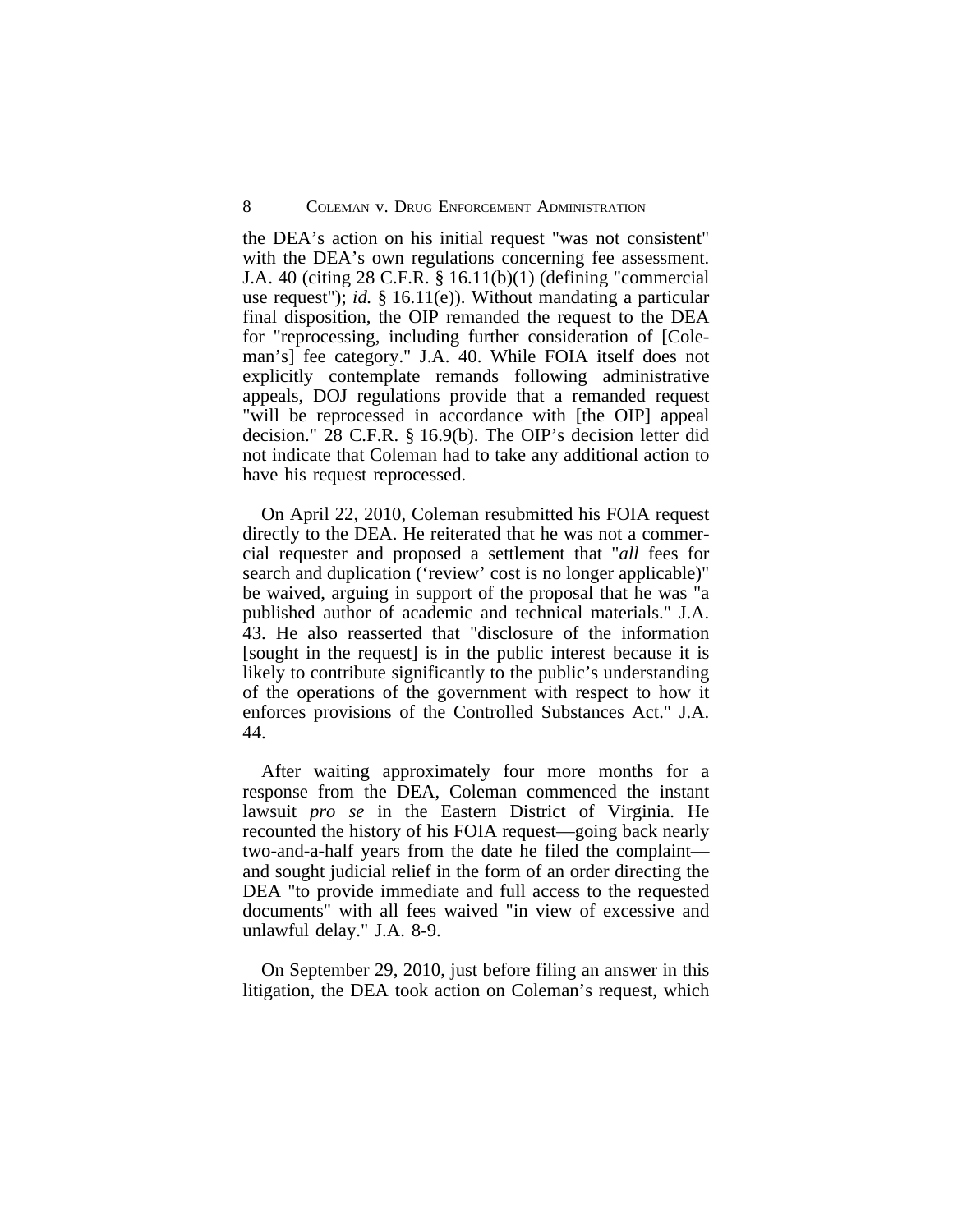the DEA's action on his initial request "was not consistent" with the DEA's own regulations concerning fee assessment. J.A. 40 (citing 28 C.F.R. § 16.11(b)(1) (defining "commercial use request"); *id.* § 16.11(e)). Without mandating a particular final disposition, the OIP remanded the request to the DEA for "reprocessing, including further consideration of [Coleman's] fee category." J.A. 40. While FOIA itself does not explicitly contemplate remands following administrative appeals, DOJ regulations provide that a remanded request "will be reprocessed in accordance with [the OIP] appeal decision." 28 C.F.R. § 16.9(b). The OIP's decision letter did not indicate that Coleman had to take any additional action to have his request reprocessed.

On April 22, 2010, Coleman resubmitted his FOIA request directly to the DEA. He reiterated that he was not a commercial requester and proposed a settlement that "*all* fees for search and duplication ('review' cost is no longer applicable)" be waived, arguing in support of the proposal that he was "a published author of academic and technical materials." J.A. 43. He also reasserted that "disclosure of the information [sought in the request] is in the public interest because it is likely to contribute significantly to the public's understanding of the operations of the government with respect to how it enforces provisions of the Controlled Substances Act." J.A. 44.

After waiting approximately four more months for a response from the DEA, Coleman commenced the instant lawsuit *pro se* in the Eastern District of Virginia. He recounted the history of his FOIA request—going back nearly two-and-a-half years from the date he filed the complaint—and sought judicial relief in the form of an order directing the DEA "to provide immediate and full access to the requested documents" with all fees waived "in view of excessive and unlawful delay." J.A. 8-9.

On September 29, 2010, just before filing an answer in this litigation, the DEA took action on Coleman's request, which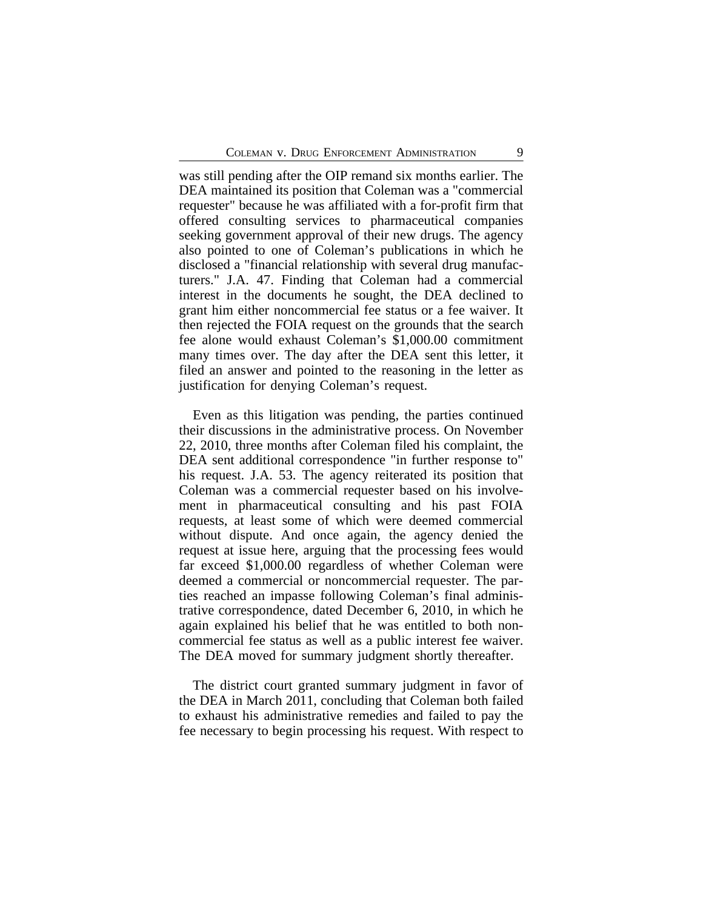was still pending after the OIP remand six months earlier. The DEA maintained its position that Coleman was a "commercial requester" because he was affiliated with a for-profit firm that offered consulting services to pharmaceutical companies seeking government approval of their new drugs. The agency also pointed to one of Coleman's publications in which he disclosed a "financial relationship with several drug manufacturers." J.A. 47. Finding that Coleman had a commercial interest in the documents he sought, the DEA declined to grant him either noncommercial fee status or a fee waiver. It then rejected the FOIA request on the grounds that the search fee alone would exhaust Coleman's $1,000.00 commitment many times over. The day after the DEA sent this letter, it filed an answer and pointed to the reasoning in the letter as justification for denying Coleman's request.

Even as this litigation was pending, the parties continued their discussions in the administrative process. On November 22, 2010, three months after Coleman filed his complaint, the DEA sent additional correspondence "in further response to" his request. J.A. 53. The agency reiterated its position that Coleman was a commercial requester based on his involvement in pharmaceutical consulting and his past FOIA requests, at least some of which were deemed commercial without dispute. And once again, the agency denied the request at issue here, arguing that the processing fees would far exceed $1,000.00 regardless of whether Coleman were deemed a commercial or noncommercial requester. The parties reached an impasse following Coleman's final administrative correspondence, dated December 6, 2010, in which he again explained his belief that he was entitled to both noncommercial fee status as well as a public interest fee waiver. The DEA moved for summary judgment shortly thereafter.

The district court granted summary judgment in favor of the DEA in March 2011, concluding that Coleman both failed to exhaust his administrative remedies and failed to pay the fee necessary to begin processing his request. With respect to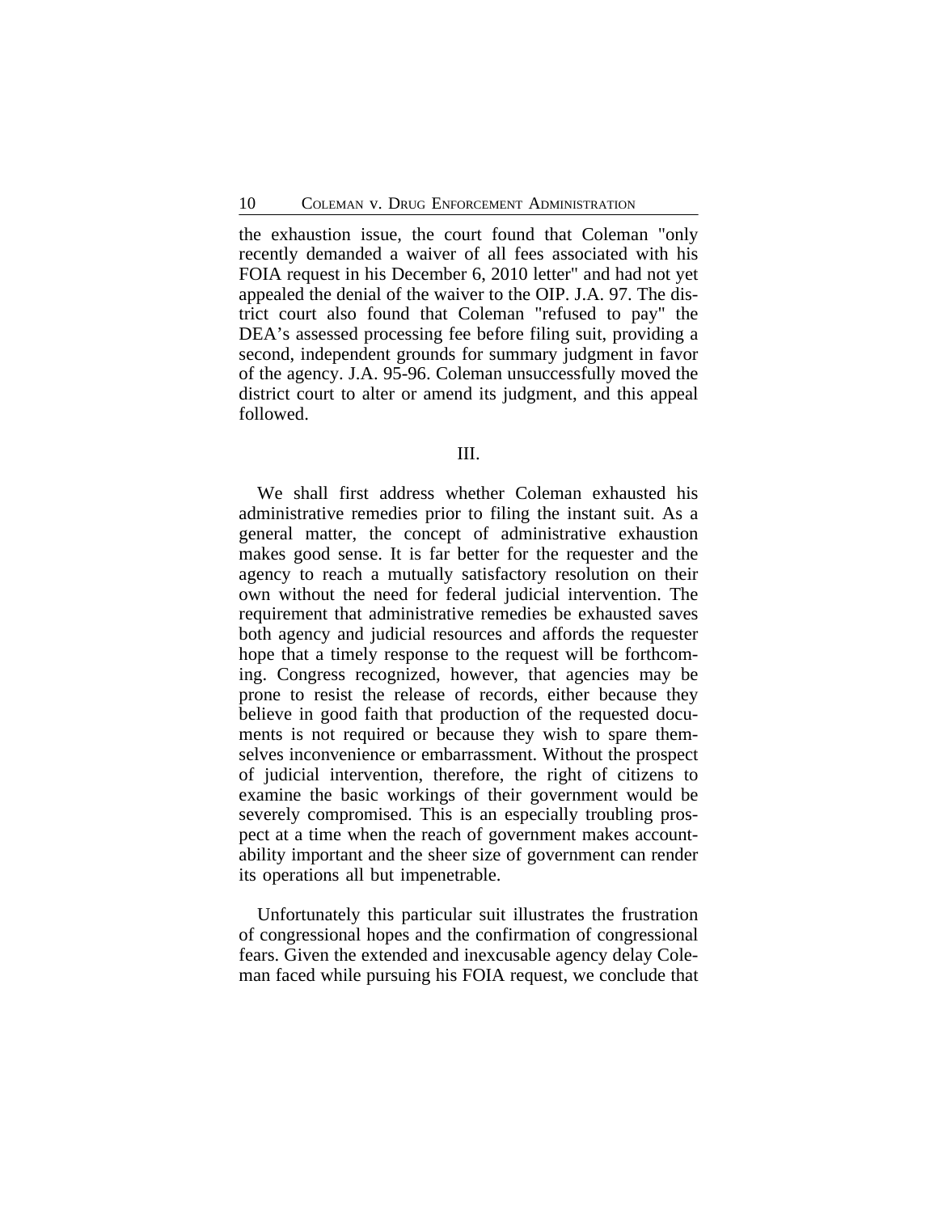the exhaustion issue, the court found that Coleman "only recently demanded a waiver of all fees associated with his FOIA request in his December 6, 2010 letter" and had not yet appealed the denial of the waiver to the OIP. J.A. 97. The district court also found that Coleman "refused to pay" the DEA's assessed processing fee before filing suit, providing a second, independent grounds for summary judgment in favor of the agency. J.A. 95-96. Coleman unsuccessfully moved the district court to alter or amend its judgment, and this appeal followed.

## III.

We shall first address whether Coleman exhausted his administrative remedies prior to filing the instant suit. As a general matter, the concept of administrative exhaustion makes good sense. It is far better for the requester and the agency to reach a mutually satisfactory resolution on their own without the need for federal judicial intervention. The requirement that administrative remedies be exhausted saves both agency and judicial resources and affords the requester hope that a timely response to the request will be forthcoming. Congress recognized, however, that agencies may be prone to resist the release of records, either because they believe in good faith that production of the requested documents is not required or because they wish to spare themselves inconvenience or embarrassment. Without the prospect of judicial intervention, therefore, the right of citizens to examine the basic workings of their government would be severely compromised. This is an especially troubling prospect at a time when the reach of government makes accountability important and the sheer size of government can render its operations all but impenetrable.

Unfortunately this particular suit illustrates the frustration of congressional hopes and the confirmation of congressional fears. Given the extended and inexcusable agency delay Coleman faced while pursuing his FOIA request, we conclude that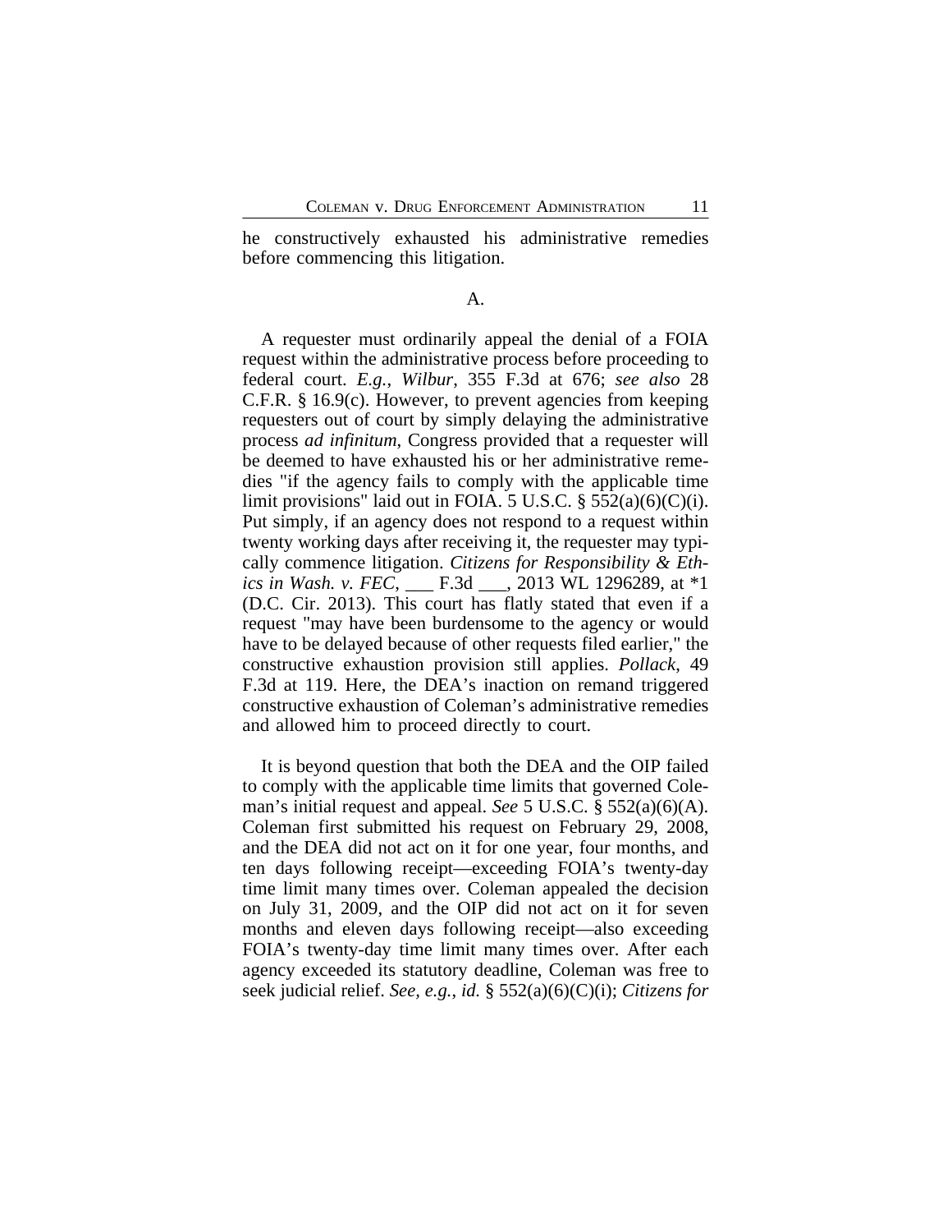he constructively exhausted his administrative remedies before commencing this litigation.

A.

A requester must ordinarily appeal the denial of a FOIA request within the administrative process before proceeding to federal court. *E.g.*, *Wilbur*, 355 F.3d at 676; *see also* 28 C.F.R. § 16.9(c). However, to prevent agencies from keeping requesters out of court by simply delaying the administrative process *ad infinitum*, Congress provided that a requester will be deemed to have exhausted his or her administrative remedies "if the agency fails to comply with the applicable time limit provisions" laid out in FOIA. 5 U.S.C. § 552(a)(6)(C)(i). Put simply, if an agency does not respond to a request within twenty working days after receiving it, the requester may typically commence litigation. *Citizens for Responsibility & Ethics in Wash. v. FEC*, ___ F.3d ___, 2013 WL 1296289, at *1 (D.C. Cir. 2013). This court has flatly stated that even if a request "may have been burdensome to the agency or would have to be delayed because of other requests filed earlier," the constructive exhaustion provision still applies. *Pollack*, 49 F.3d at 119. Here, the DEA's inaction on remand triggered constructive exhaustion of Coleman's administrative remedies and allowed him to proceed directly to court.

It is beyond question that both the DEA and the OIP failed to comply with the applicable time limits that governed Coleman's initial request and appeal. *See* 5 U.S.C. § 552(a)(6)(A). Coleman first submitted his request on February 29, 2008, and the DEA did not act on it for one year, four months, and ten days following receipt—exceeding FOIA's twenty-day time limit many times over. Coleman appealed the decision on July 31, 2009, and the OIP did not act on it for seven months and eleven days following receipt—also exceeding FOIA's twenty-day time limit many times over. After each agency exceeded its statutory deadline, Coleman was free to seek judicial relief. *See, e.g.*, *id.* § 552(a)(6)(C)(i); *Citizens for*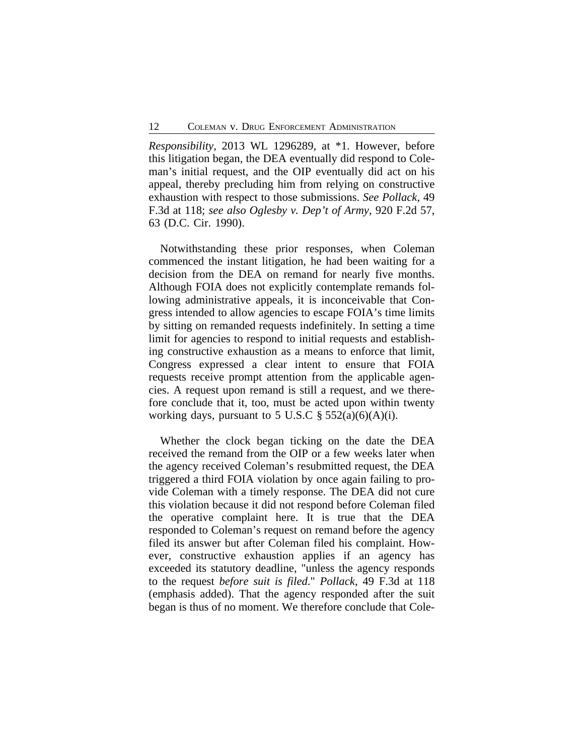*Responsibility*, 2013 WL 1296289, at *1. However, before this litigation began, the DEA eventually did respond to Coleman's initial request, and the OIP eventually did act on his appeal, thereby precluding him from relying on constructive exhaustion with respect to those submissions. *See Pollack*, 49 F.3d at 118; *see also Oglesby v. Dep't of Army*, 920 F.2d 57, 63 (D.C. Cir. 1990).

Notwithstanding these prior responses, when Coleman commenced the instant litigation, he had been waiting for a decision from the DEA on remand for nearly five months. Although FOIA does not explicitly contemplate remands following administrative appeals, it is inconceivable that Congress intended to allow agencies to escape FOIA's time limits by sitting on remanded requests indefinitely. In setting a time limit for agencies to respond to initial requests and establishing constructive exhaustion as a means to enforce that limit, Congress expressed a clear intent to ensure that FOIA requests receive prompt attention from the applicable agencies. A request upon remand is still a request, and we therefore conclude that it, too, must be acted upon within twenty working days, pursuant to 5 U.S.C § 552(a)(6)(A)(i).

Whether the clock began ticking on the date the DEA received the remand from the OIP or a few weeks later when the agency received Coleman's resubmitted request, the DEA triggered a third FOIA violation by once again failing to provide Coleman with a timely response. The DEA did not cure this violation because it did not respond before Coleman filed the operative complaint here. It is true that the DEA responded to Coleman's request on remand before the agency filed its answer but after Coleman filed his complaint. However, constructive exhaustion applies if an agency has exceeded its statutory deadline, "unless the agency responds to the request *before suit is filed*." *Pollack*, 49 F.3d at 118 (emphasis added). That the agency responded after the suit began is thus of no moment. We therefore conclude that Cole-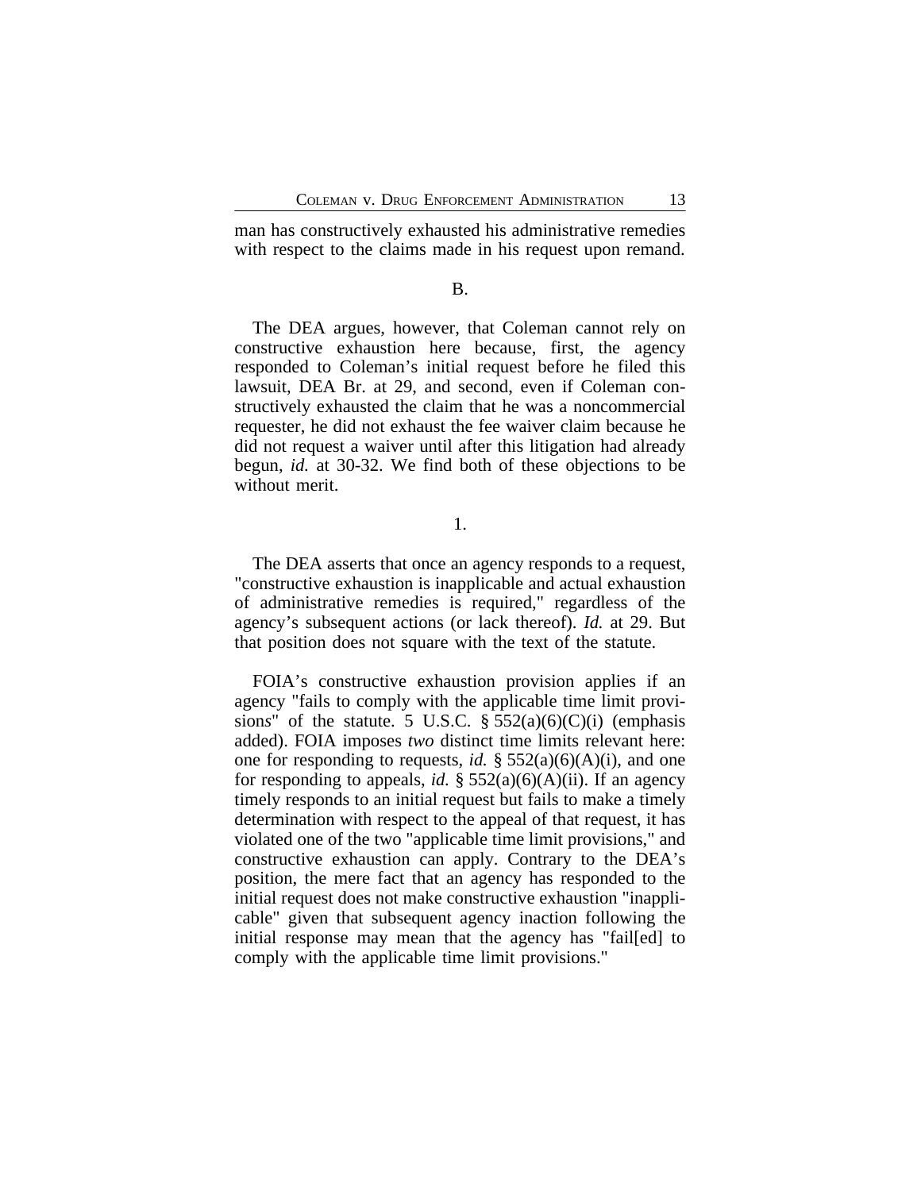man has constructively exhausted his administrative remedies with respect to the claims made in his request upon remand.

B.

The DEA argues, however, that Coleman cannot rely on constructive exhaustion here because, first, the agency responded to Coleman's initial request before he filed this lawsuit, DEA Br. at 29, and second, even if Coleman constructively exhausted the claim that he was a noncommercial requester, he did not exhaust the fee waiver claim because he did not request a waiver until after this litigation had already begun, *id.* at 30-32. We find both of these objections to be without merit.

1.

The DEA asserts that once an agency responds to a request, "constructive exhaustion is inapplicable and actual exhaustion of administrative remedies is required," regardless of the agency's subsequent actions (or lack thereof). *Id.* at 29. But that position does not square with the text of the statute.

FOIA's constructive exhaustion provision applies if an agency "fails to comply with the applicable time limit provision*s*" of the statute. 5 U.S.C. § 552(a)(6)(C)(i) (emphasis added). FOIA imposes *two* distinct time limits relevant here: one for responding to requests, *id.* § 552(a)(6)(A)(i), and one for responding to appeals, *id.* § 552(a)(6)(A)(ii). If an agency timely responds to an initial request but fails to make a timely determination with respect to the appeal of that request, it has violated one of the two "applicable time limit provisions," and constructive exhaustion can apply. Contrary to the DEA's position, the mere fact that an agency has responded to the initial request does not make constructive exhaustion "inapplicable" given that subsequent agency inaction following the initial response may mean that the agency has "fail[ed] to comply with the applicable time limit provisions."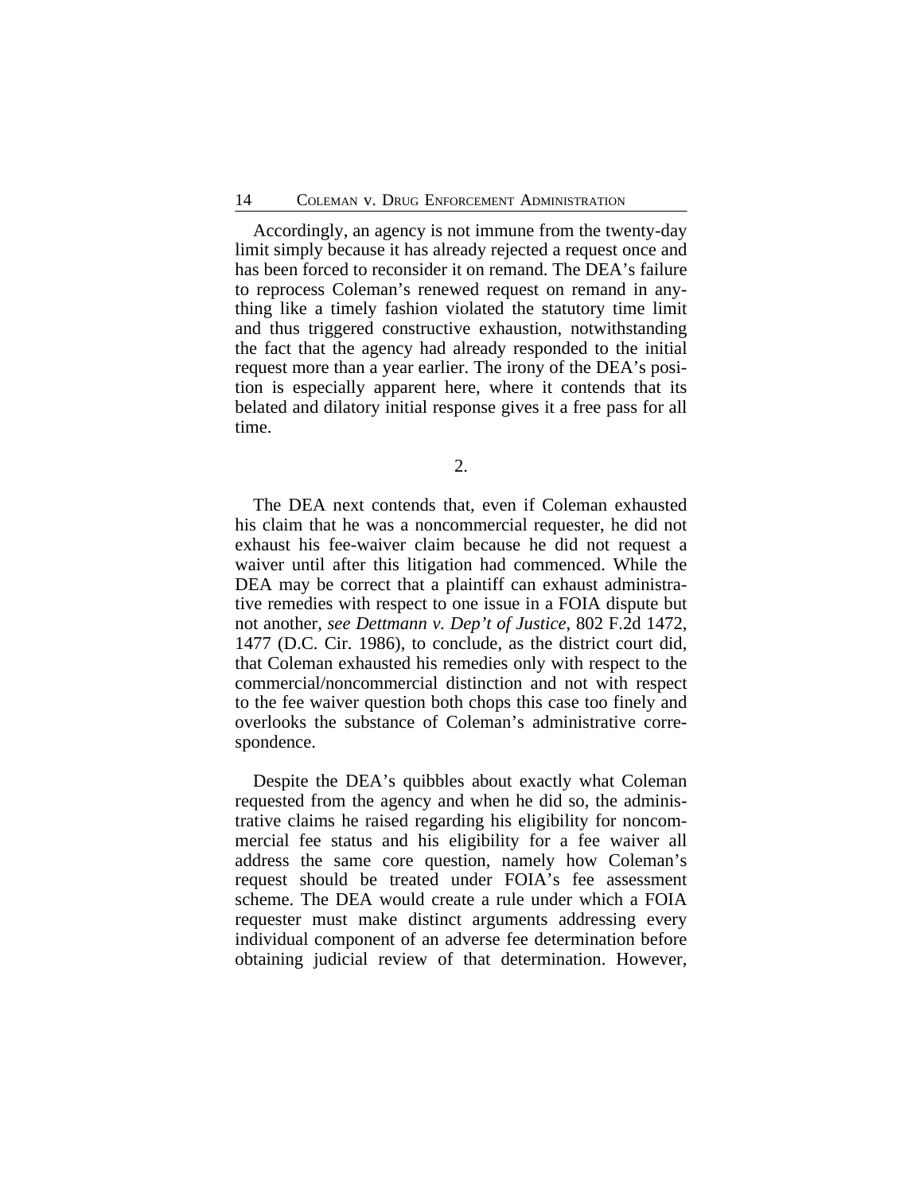Accordingly, an agency is not immune from the twenty-day limit simply because it has already rejected a request once and has been forced to reconsider it on remand. The DEA's failure to reprocess Coleman's renewed request on remand in anything like a timely fashion violated the statutory time limit and thus triggered constructive exhaustion, notwithstanding the fact that the agency had already responded to the initial request more than a year earlier. The irony of the DEA's position is especially apparent here, where it contends that its belated and dilatory initial response gives it a free pass for all time.

2.

The DEA next contends that, even if Coleman exhausted his claim that he was a noncommercial requester, he did not exhaust his fee-waiver claim because he did not request a waiver until after this litigation had commenced. While the DEA may be correct that a plaintiff can exhaust administrative remedies with respect to one issue in a FOIA dispute but not another, *see Dettmann v. Dep't of Justice*, 802 F.2d 1472, 1477 (D.C. Cir. 1986), to conclude, as the district court did, that Coleman exhausted his remedies only with respect to the commercial/noncommercial distinction and not with respect to the fee waiver question both chops this case too finely and overlooks the substance of Coleman's administrative correspondence.

Despite the DEA's quibbles about exactly what Coleman requested from the agency and when he did so, the administrative claims he raised regarding his eligibility for noncommercial fee status and his eligibility for a fee waiver all address the same core question, namely how Coleman's request should be treated under FOIA's fee assessment scheme. The DEA would create a rule under which a FOIA requester must make distinct arguments addressing every individual component of an adverse fee determination before obtaining judicial review of that determination. However,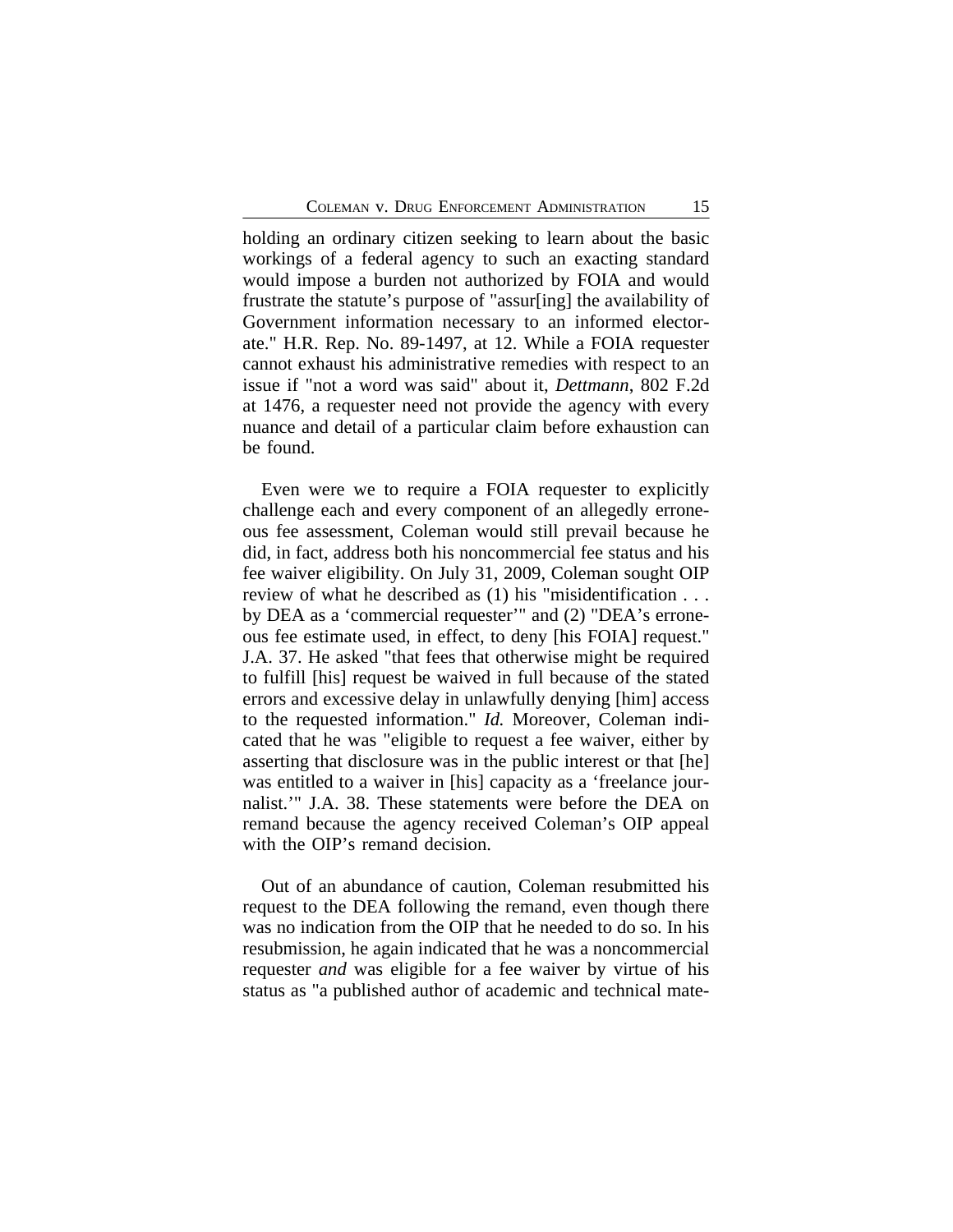holding an ordinary citizen seeking to learn about the basic workings of a federal agency to such an exacting standard would impose a burden not authorized by FOIA and would frustrate the statute's purpose of "assur[ing] the availability of Government information necessary to an informed electorate." H.R. Rep. No. 89-1497, at 12. While a FOIA requester cannot exhaust his administrative remedies with respect to an issue if "not a word was said" about it, *Dettmann*, 802 F.2d at 1476, a requester need not provide the agency with every nuance and detail of a particular claim before exhaustion can be found.

Even were we to require a FOIA requester to explicitly challenge each and every component of an allegedly erroneous fee assessment, Coleman would still prevail because he did, in fact, address both his noncommercial fee status and his fee waiver eligibility. On July 31, 2009, Coleman sought OIP review of what he described as (1) his "misidentification . . . by DEA as a 'commercial requester'" and (2) "DEA's erroneous fee estimate used, in effect, to deny [his FOIA] request." J.A. 37. He asked "that fees that otherwise might be required to fulfill [his] request be waived in full because of the stated errors and excessive delay in unlawfully denying [him] access to the requested information." *Id.* Moreover, Coleman indicated that he was "eligible to request a fee waiver, either by asserting that disclosure was in the public interest or that [he] was entitled to a waiver in [his] capacity as a 'freelance journalist.'" J.A. 38. These statements were before the DEA on remand because the agency received Coleman's OIP appeal with the OIP's remand decision.

Out of an abundance of caution, Coleman resubmitted his request to the DEA following the remand, even though there was no indication from the OIP that he needed to do so. In his resubmission, he again indicated that he was a noncommercial requester *and* was eligible for a fee waiver by virtue of his status as "a published author of academic and technical mate-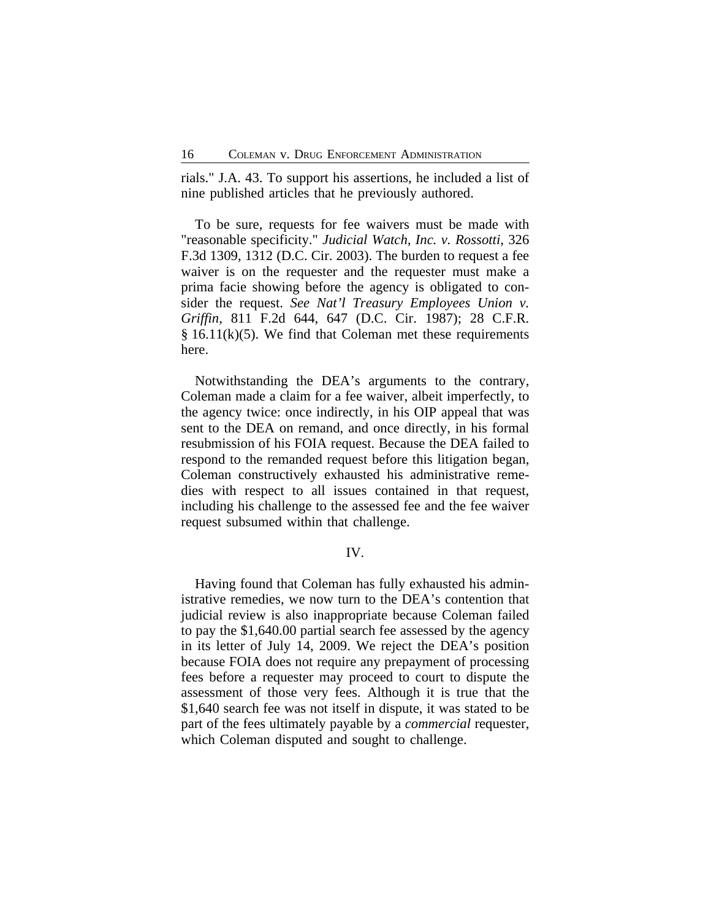rials." J.A. 43. To support his assertions, he included a list of nine published articles that he previously authored.

To be sure, requests for fee waivers must be made with "reasonable specificity." *Judicial Watch, Inc. v. Rossotti*, 326 F.3d 1309, 1312 (D.C. Cir. 2003). The burden to request a fee waiver is on the requester and the requester must make a prima facie showing before the agency is obligated to consider the request. *See Nat'l Treasury Employees Union v. Griffin*, 811 F.2d 644, 647 (D.C. Cir. 1987); 28 C.F.R. § 16.11(k)(5). We find that Coleman met these requirements here.

Notwithstanding the DEA's arguments to the contrary, Coleman made a claim for a fee waiver, albeit imperfectly, to the agency twice: once indirectly, in his OIP appeal that was sent to the DEA on remand, and once directly, in his formal resubmission of his FOIA request. Because the DEA failed to respond to the remanded request before this litigation began, Coleman constructively exhausted his administrative remedies with respect to all issues contained in that request, including his challenge to the assessed fee and the fee waiver request subsumed within that challenge.

## IV.

Having found that Coleman has fully exhausted his administrative remedies, we now turn to the DEA's contention that judicial review is also inappropriate because Coleman failed to pay the $1,640.00 partial search fee assessed by the agency in its letter of July 14, 2009. We reject the DEA's position because FOIA does not require any prepayment of processing fees before a requester may proceed to court to dispute the assessment of those very fees. Although it is true that the $1,640 search fee was not itself in dispute, it was stated to be part of the fees ultimately payable by a *commercial* requester, which Coleman disputed and sought to challenge.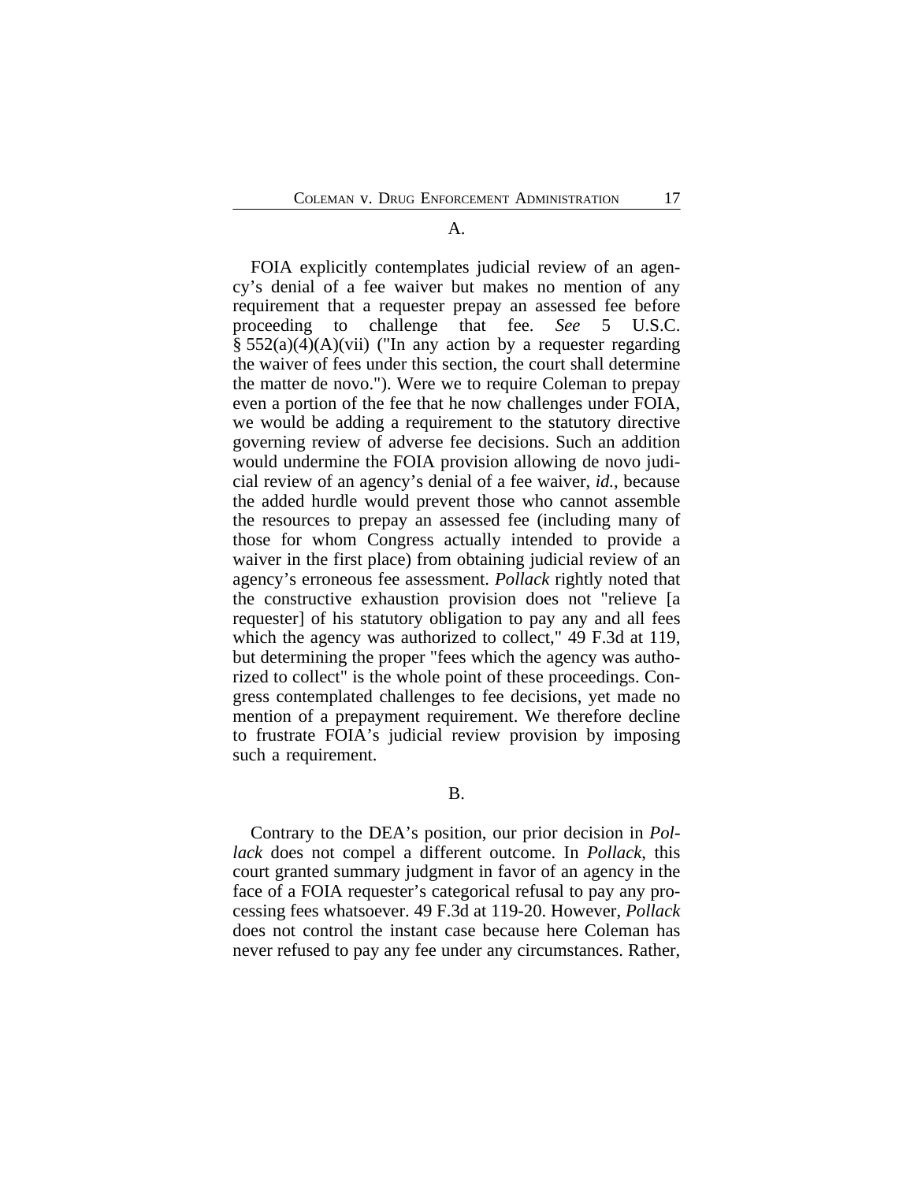### A.

FOIA explicitly contemplates judicial review of an agency's denial of a fee waiver but makes no mention of any requirement that a requester prepay an assessed fee before proceeding to challenge that fee. *See* 5 U.S.C. § 552(a)(4)(A)(vii) ("In any action by a requester regarding the waiver of fees under this section, the court shall determine the matter de novo."). Were we to require Coleman to prepay even a portion of the fee that he now challenges under FOIA, we would be adding a requirement to the statutory directive governing review of adverse fee decisions. Such an addition would undermine the FOIA provision allowing de novo judicial review of an agency's denial of a fee waiver, *id.*, because the added hurdle would prevent those who cannot assemble the resources to prepay an assessed fee (including many of those for whom Congress actually intended to provide a waiver in the first place) from obtaining judicial review of an agency's erroneous fee assessment. *Pollack* rightly noted that the constructive exhaustion provision does not "relieve [a requester] of his statutory obligation to pay any and all fees which the agency was authorized to collect," 49 F.3d at 119, but determining the proper "fees which the agency was authorized to collect" is the whole point of these proceedings. Congress contemplated challenges to fee decisions, yet made no mention of a prepayment requirement. We therefore decline to frustrate FOIA's judicial review provision by imposing such a requirement.

### B.

Contrary to the DEA's position, our prior decision in *Pollack* does not compel a different outcome. In *Pollack*, this court granted summary judgment in favor of an agency in the face of a FOIA requester's categorical refusal to pay any processing fees whatsoever. 49 F.3d at 119-20. However, *Pollack* does not control the instant case because here Coleman has never refused to pay any fee under any circumstances. Rather,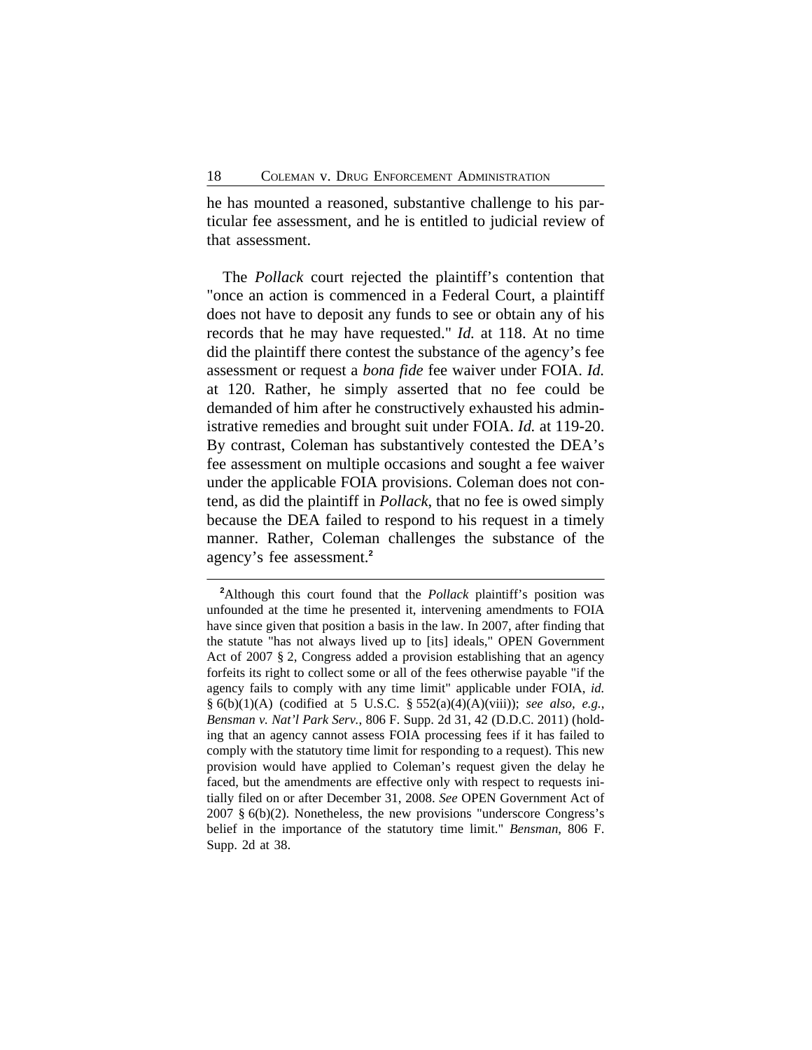he has mounted a reasoned, substantive challenge to his particular fee assessment, and he is entitled to judicial review of that assessment.

The *Pollack* court rejected the plaintiff's contention that "once an action is commenced in a Federal Court, a plaintiff does not have to deposit any funds to see or obtain any of his records that he may have requested." *Id.* at 118. At no time did the plaintiff there contest the substance of the agency's fee assessment or request a *bona fide* fee waiver under FOIA. *Id.* at 120. Rather, he simply asserted that no fee could be demanded of him after he constructively exhausted his administrative remedies and brought suit under FOIA. *Id.* at 119-20. By contrast, Coleman has substantively contested the DEA's fee assessment on multiple occasions and sought a fee waiver under the applicable FOIA provisions. Coleman does not contend, as did the plaintiff in *Pollack*, that no fee is owed simply because the DEA failed to respond to his request in a timely manner. Rather, Coleman challenges the substance of the agency's fee assessment.[2]

---

[2]Although this court found that the *Pollack* plaintiff's position was unfounded at the time he presented it, intervening amendments to FOIA have since given that position a basis in the law. In 2007, after finding that the statute "has not always lived up to [its] ideals," OPEN Government Act of 2007 § 2, Congress added a provision establishing that an agency forfeits its right to collect some or all of the fees otherwise payable "if the agency fails to comply with any time limit" applicable under FOIA, *id.* § 6(b)(1)(A) (codified at 5 U.S.C. § 552(a)(4)(A)(viii)); *see also, e.g.*, *Bensman v. Nat'l Park Serv.*, 806 F. Supp. 2d 31, 42 (D.D.C. 2011) (holding that an agency cannot assess FOIA processing fees if it has failed to comply with the statutory time limit for responding to a request). This new provision would have applied to Coleman's request given the delay he faced, but the amendments are effective only with respect to requests initially filed on or after December 31, 2008. *See* OPEN Government Act of 2007 § 6(b)(2). Nonetheless, the new provisions "underscore Congress's belief in the importance of the statutory time limit." *Bensman*, 806 F. Supp. 2d at 38.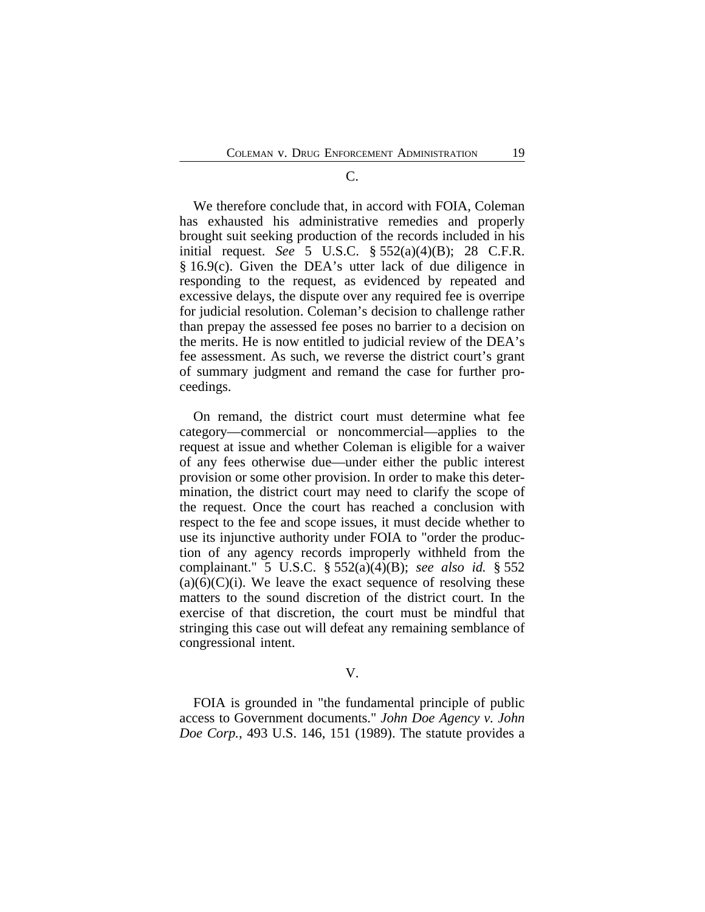C.

We therefore conclude that, in accord with FOIA, Coleman has exhausted his administrative remedies and properly brought suit seeking production of the records included in his initial request. *See* 5 U.S.C. § 552(a)(4)(B); 28 C.F.R. § 16.9(c). Given the DEA's utter lack of due diligence in responding to the request, as evidenced by repeated and excessive delays, the dispute over any required fee is overripe for judicial resolution. Coleman's decision to challenge rather than prepay the assessed fee poses no barrier to a decision on the merits. He is now entitled to judicial review of the DEA's fee assessment. As such, we reverse the district court's grant of summary judgment and remand the case for further proceedings.

On remand, the district court must determine what fee category—commercial or noncommercial—applies to the request at issue and whether Coleman is eligible for a waiver of any fees otherwise due—under either the public interest provision or some other provision. In order to make this determination, the district court may need to clarify the scope of the request. Once the court has reached a conclusion with respect to the fee and scope issues, it must decide whether to use its injunctive authority under FOIA to "order the production of any agency records improperly withheld from the complainant." 5 U.S.C. § 552(a)(4)(B); *see also id.* § 552 (a)(6)(C)(i). We leave the exact sequence of resolving these matters to the sound discretion of the district court. In the exercise of that discretion, the court must be mindful that stringing this case out will defeat any remaining semblance of congressional intent.

V.

FOIA is grounded in "the fundamental principle of public access to Government documents." *John Doe Agency v. John Doe Corp.*, 493 U.S. 146, 151 (1989). The statute provides a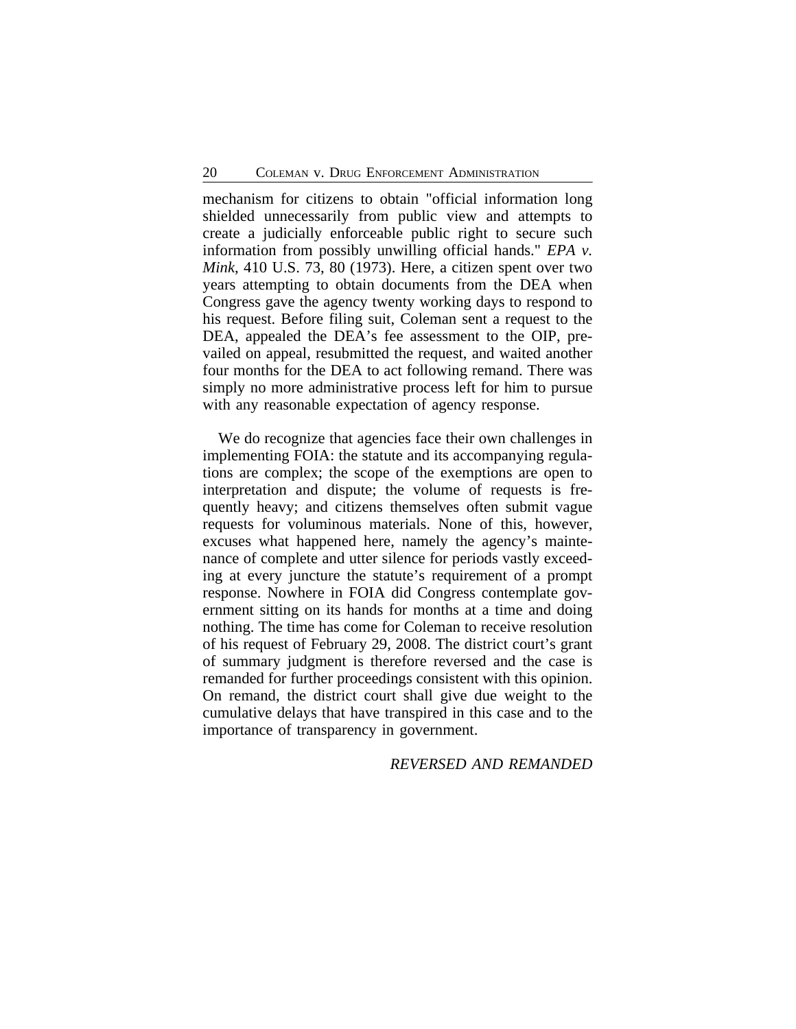mechanism for citizens to obtain "official information long shielded unnecessarily from public view and attempts to create a judicially enforceable public right to secure such information from possibly unwilling official hands." *EPA v. Mink*, 410 U.S. 73, 80 (1973). Here, a citizen spent over two years attempting to obtain documents from the DEA when Congress gave the agency twenty working days to respond to his request. Before filing suit, Coleman sent a request to the DEA, appealed the DEA's fee assessment to the OIP, prevailed on appeal, resubmitted the request, and waited another four months for the DEA to act following remand. There was simply no more administrative process left for him to pursue with any reasonable expectation of agency response.

We do recognize that agencies face their own challenges in implementing FOIA: the statute and its accompanying regulations are complex; the scope of the exemptions are open to interpretation and dispute; the volume of requests is frequently heavy; and citizens themselves often submit vague requests for voluminous materials. None of this, however, excuses what happened here, namely the agency's maintenance of complete and utter silence for periods vastly exceeding at every juncture the statute's requirement of a prompt response. Nowhere in FOIA did Congress contemplate government sitting on its hands for months at a time and doing nothing. The time has come for Coleman to receive resolution of his request of February 29, 2008. The district court's grant of summary judgment is therefore reversed and the case is remanded for further proceedings consistent with this opinion. On remand, the district court shall give due weight to the cumulative delays that have transpired in this case and to the importance of transparency in government.

*REVERSED AND REMANDED*